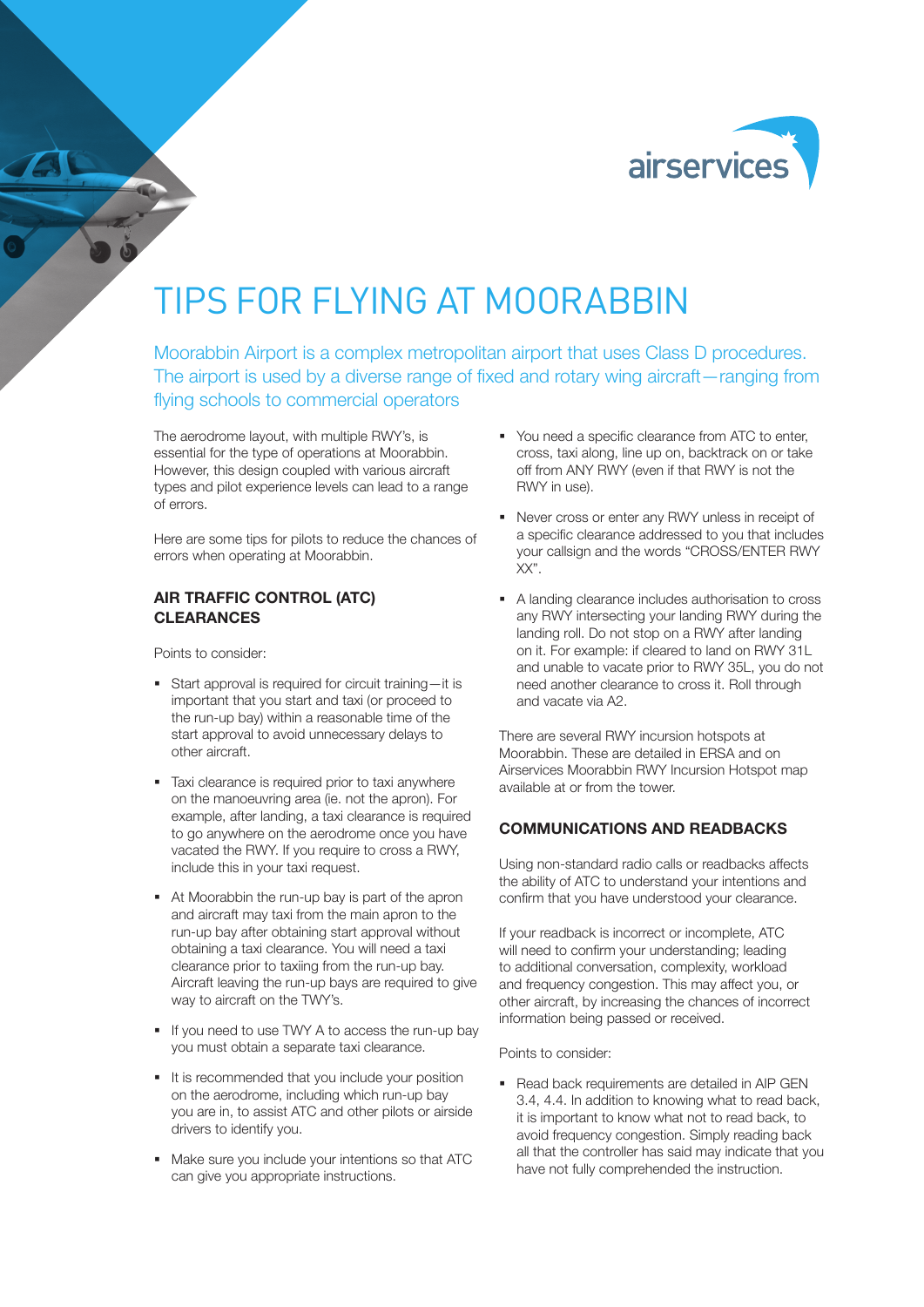# TIPS FOR FLYING AT MOORABBIN

Moorabbin Airport is a complex metropolitan airport that uses Class D procedures. The airport is used by a diverse range of fixed and rotary wing aircraft—ranging from flying schools to commercial operators

The aerodrome layout, with multiple RWY's, is essential for the type of operations at Moorabbin. However, this design coupled with various aircraft types and pilot experience levels can lead to a range of errors.

Here are some tips for pilots to reduce the chances of errors when operating at Moorabbin.

### AIR TRAFFIC CONTROL (ATC) CLEARANCES

Points to consider:

- Start approval is required for circuit training—it is important that you start and taxi (or proceed to the run-up bay) within a reasonable time of the start approval to avoid unnecessary delays to other aircraft.
- Taxi clearance is required prior to taxi anywhere on the manoeuvring area (ie. not the apron). For example, after landing, a taxi clearance is required to go anywhere on the aerodrome once you have vacated the RWY. If you require to cross a RWY, include this in your taxi request.
- At Moorabbin the run-up bay is part of the apron and aircraft may taxi from the main apron to the run-up bay after obtaining start approval without obtaining a taxi clearance. You will need a taxi clearance prior to taxiing from the run-up bay. Aircraft leaving the run-up bays are required to give way to aircraft on the TWY's.
- If you need to use TWY A to access the run-up bay you must obtain a separate taxi clearance.
- It is recommended that you include your position on the aerodrome, including which run-up bay you are in, to assist ATC and other pilots or airside drivers to identify you.
- Make sure you include your intentions so that ATC can give you appropriate instructions.
- You need a specific clearance from ATC to enter, cross, taxi along, line up on, backtrack on or take off from ANY RWY (even if that RWY is not the RWY in use).
- Never cross or enter any RWY unless in receipt of a specific clearance addressed to you that includes your callsign and the words "CROSS/ENTER RWY XX".
- A landing clearance includes authorisation to cross any RWY intersecting your landing RWY during the landing roll. Do not stop on a RWY after landing on it. For example: if cleared to land on RWY 31L and unable to vacate prior to RWY 35L, you do not need another clearance to cross it. Roll through and vacate via A2.

There are several RWY incursion hotspots at Moorabbin. These are detailed in ERSA and on Airservices Moorabbin RWY Incursion Hotspot map available at or from the tower.

### COMMUNICATIONS AND READBACKS

Using non-standard radio calls or readbacks affects the ability of ATC to understand your intentions and confirm that you have understood your clearance.

If your readback is incorrect or incomplete, ATC will need to confirm your understanding; leading to additional conversation, complexity, workload and frequency congestion. This may affect you, or other aircraft, by increasing the chances of incorrect information being passed or received.

Points to consider:

- Read back requirements are detailed in AIP GEN 3.4, 4.4. In addition to knowing what to read back, it is important to know what not to read back, to avoid frequency congestion. Simply reading back all that the controller has said may indicate that you have not fully comprehended the instruction.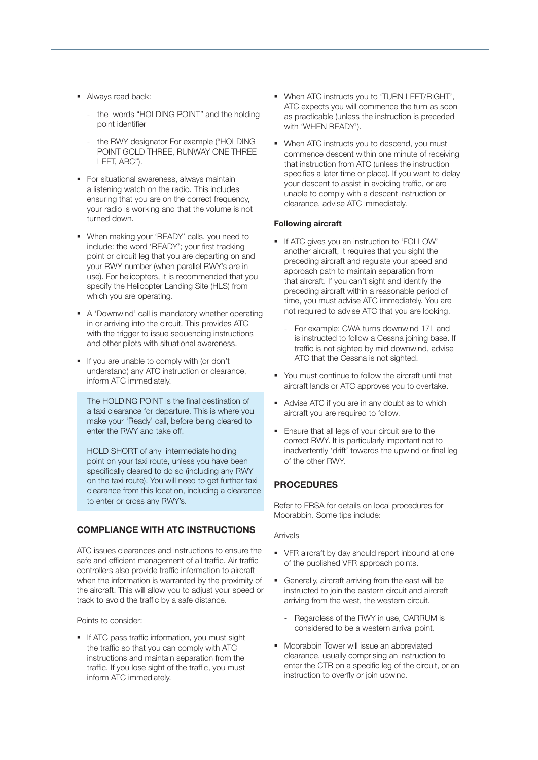- Always read back:
  - the words "HOLDING POINT" and the holding point identifier
  - the RWY designator For example ("HOLDING POINT GOLD THREE, RUNWAY ONE THREE LEFT, ABC").
- For situational awareness, always maintain a listening watch on the radio. This includes ensuring that you are on the correct frequency, your radio is working and that the volume is not turned down.
- When making your 'READY' calls, you need to include: the word 'READY'; your first tracking point or circuit leg that you are departing on and your RWY number (when parallel RWY's are in use). For helicopters, it is recommended that you specify the Helicopter Landing Site (HLS) from which you are operating.
- A 'Downwind' call is mandatory whether operating in or arriving into the circuit. This provides ATC with the trigger to issue sequencing instructions and other pilots with situational awareness.
- If you are unable to comply with (or don't understand) any ATC instruction or clearance, inform ATC immediately.

> The HOLDING POINT is the final destination of a taxi clearance for departure. This is where you make your 'Ready' call, before being cleared to enter the RWY and take off.
>
> HOLD SHORT of any intermediate holding point on your taxi route, unless you have been specifically cleared to do so (including any RWY on the taxi route). You will need to get further taxi clearance from this location, including a clearance to enter or cross any RWY's.

## COMPLIANCE WITH ATC INSTRUCTIONS

ATC issues clearances and instructions to ensure the safe and efficient management of all traffic. Air traffic controllers also provide traffic information to aircraft when the information is warranted by the proximity of the aircraft. This will allow you to adjust your speed or track to avoid the traffic by a safe distance.

Points to consider:

- If ATC pass traffic information, you must sight the traffic so that you can comply with ATC instructions and maintain separation from the traffic. If you lose sight of the traffic, you must inform ATC immediately.
- When ATC instructs you to 'TURN LEFT/RIGHT', ATC expects you will commence the turn as soon as practicable (unless the instruction is preceded with 'WHEN READY').
- When ATC instructs you to descend, you must commence descent within one minute of receiving that instruction from ATC (unless the instruction specifies a later time or place). If you want to delay your descent to assist in avoiding traffic, or are unable to comply with a descent instruction or clearance, advise ATC immediately.

### Following aircraft

- If ATC gives you an instruction to 'FOLLOW' another aircraft, it requires that you sight the preceding aircraft and regulate your speed and approach path to maintain separation from that aircraft. If you can't sight and identify the preceding aircraft within a reasonable period of time, you must advise ATC immediately. You are not required to advise ATC that you are looking.
  - For example: CWA turns downwind 17L and is instructed to follow a Cessna joining base. If traffic is not sighted by mid downwind, advise ATC that the Cessna is not sighted.
- You must continue to follow the aircraft until that aircraft lands or ATC approves you to overtake.
- Advise ATC if you are in any doubt as to which aircraft you are required to follow.
- Ensure that all legs of your circuit are to the correct RWY. It is particularly important not to inadvertently 'drift' towards the upwind or final leg of the other RWY.

## PROCEDURES

Refer to ERSA for details on local procedures for Moorabbin. Some tips include:

Arrivals

- VFR aircraft by day should report inbound at one of the published VFR approach points.
- Generally, aircraft arriving from the east will be instructed to join the eastern circuit and aircraft arriving from the west, the western circuit.
  - Regardless of the RWY in use, CARRUM is considered to be a western arrival point.
- Moorabbin Tower will issue an abbreviated clearance, usually comprising an instruction to enter the CTR on a specific leg of the circuit, or an instruction to overfly or join upwind.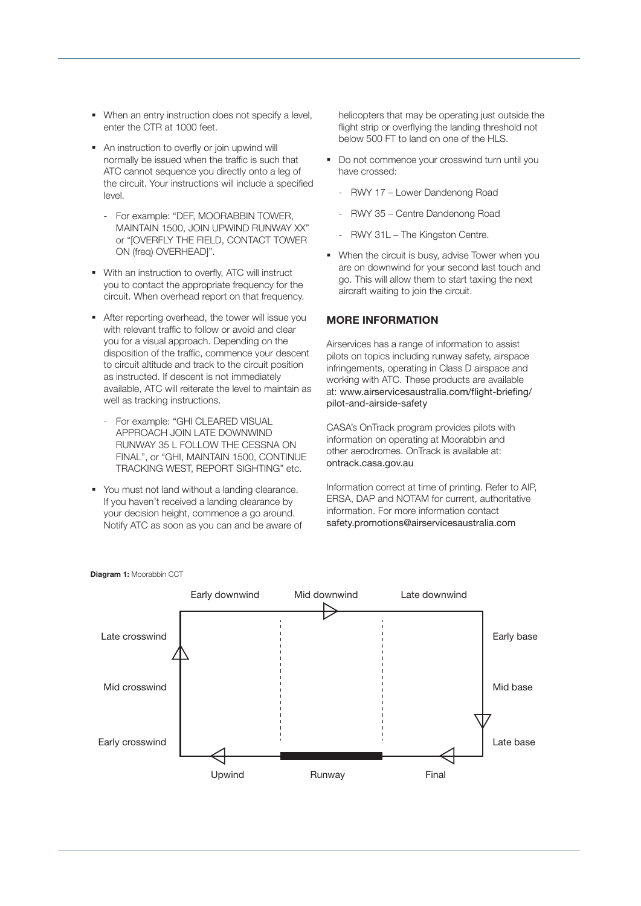- When an entry instruction does not specify a level, enter the CTR at 1000 feet.
- An instruction to overfly or join upwind will normally be issued when the traffic is such that ATC cannot sequence you directly onto a leg of the circuit. Your instructions will include a specified level.
  - For example: "DEF, MOORABBIN TOWER, MAINTAIN 1500, JOIN UPWIND RUNWAY XX" or "[OVERFLY THE FIELD, CONTACT TOWER ON (freq) OVERHEAD]".
- With an instruction to overfly, ATC will instruct you to contact the appropriate frequency for the circuit. When overhead report on that frequency.
- After reporting overhead, the tower will issue you with relevant traffic to follow or avoid and clear you for a visual approach. Depending on the disposition of the traffic, commence your descent to circuit altitude and track to the circuit position as instructed. If descent is not immediately available, ATC will reiterate the level to maintain as well as tracking instructions.
  - For example: "GHI CLEARED VISUAL APPROACH JOIN LATE DOWNWIND RUNWAY 35 L FOLLOW THE CESSNA ON FINAL", or "GHI, MAINTAIN 1500, CONTINUE TRACKING WEST, REPORT SIGHTING" etc.
- You must not land without a landing clearance. If you haven't received a landing clearance by your decision height, commence a go around. Notify ATC as soon as you can and be aware of helicopters that may be operating just outside the flight strip or overflying the landing threshold not below 500 FT to land on one of the HLS.
- Do not commence your crosswind turn until you have crossed:
  - RWY 17 – Lower Dandenong Road
  - RWY 35 – Centre Dandenong Road
  - RWY 31L – The Kingston Centre.
- When the circuit is busy, advise Tower when you are on downwind for your second last touch and go. This will allow them to start taxiing the next aircraft waiting to join the circuit.

## MORE INFORMATION

Airservices has a range of information to assist pilots on topics including runway safety, airspace infringements, operating in Class D airspace and working with ATC. These products are available at: www.airservicesaustralia.com/flight-briefing/pilot-and-airside-safety

CASA's OnTrack program provides pilots with information on operating at Moorabbin and other aerodromes. OnTrack is available at: ontrack.casa.gov.au

Information correct at time of printing. Refer to AIP, ERSA, DAP and NOTAM for current, authoritative information. For more information contact safety.promotions@airservicesaustralia.com

**Diagram 1:** Moorabbin CCT

Early downwind | Mid downwind | Late downwind

Late crosswind | Early base

Mid crosswind | Mid base

Early crosswind | Late base

Upwind | Runway | Final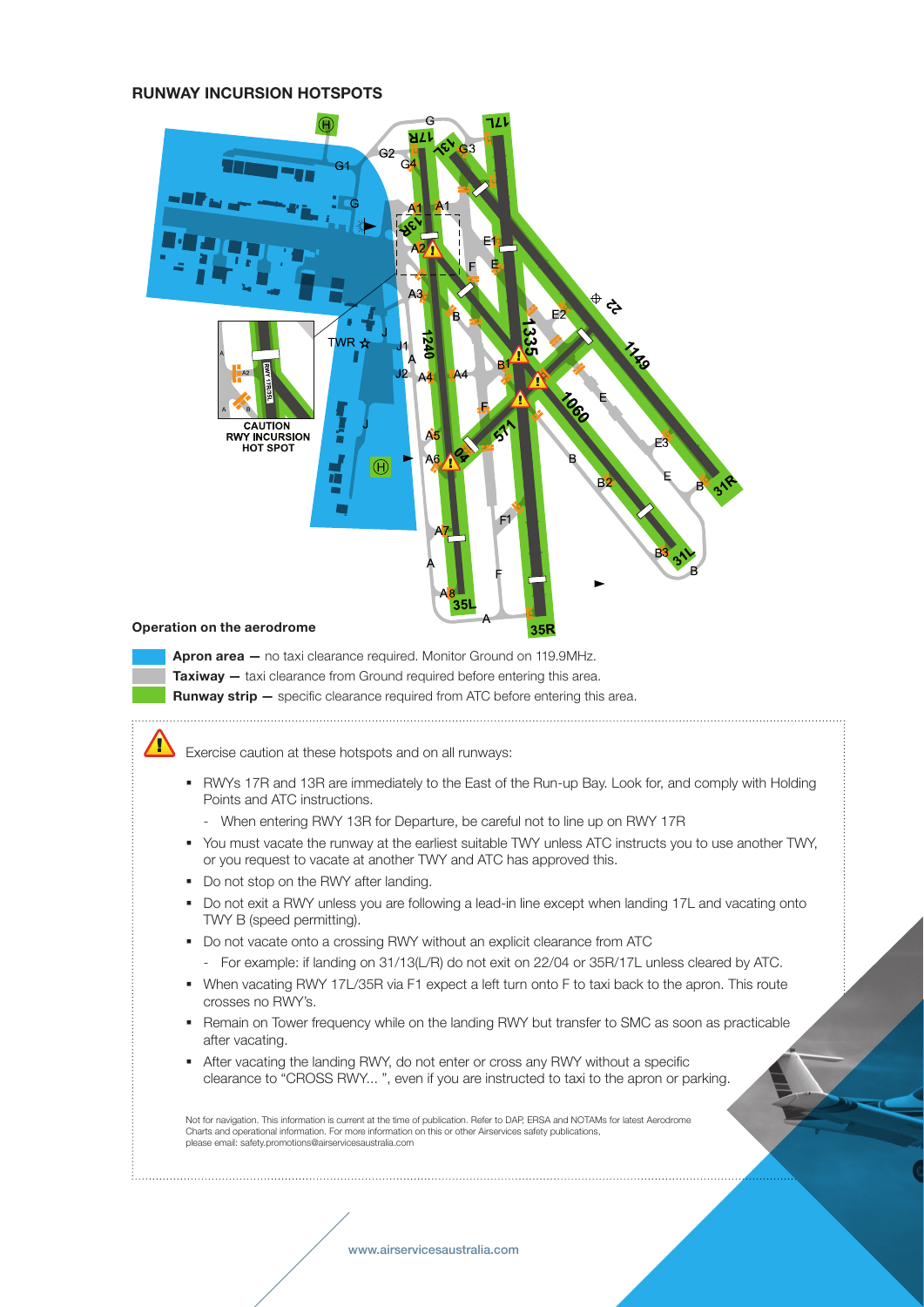## RUNWAY INCURSION HOTSPOTS

CAUTION
RWY INCURSION
HOT SPOT

### Operation on the aerodrome

**Apron area —** no taxi clearance required. Monitor Ground on 119.9MHz.

**Taxiway —** taxi clearance from Ground required before entering this area.

**Runway strip —** specific clearance required from ATC before entering this area.

Exercise caution at these hotspots and on all runways:

- RWYs 17R and 13R are immediately to the East of the Run-up Bay. Look for, and comply with Holding Points and ATC instructions.
  - When entering RWY 13R for Departure, be careful not to line up on RWY 17R
- You must vacate the runway at the earliest suitable TWY unless ATC instructs you to use another TWY, or you request to vacate at another TWY and ATC has approved this.
- Do not stop on the RWY after landing.
- Do not exit a RWY unless you are following a lead-in line except when landing 17L and vacating onto TWY B (speed permitting).
- Do not vacate onto a crossing RWY without an explicit clearance from ATC
  - For example: if landing on 31/13(L/R) do not exit on 22/04 or 35R/17L unless cleared by ATC.
- When vacating RWY 17L/35R via F1 expect a left turn onto F to taxi back to the apron. This route crosses no RWY's.
- Remain on Tower frequency while on the landing RWY but transfer to SMC as soon as practicable after vacating.
- After vacating the landing RWY, do not enter or cross any RWY without a specific clearance to "CROSS RWY... ", even if you are instructed to taxi to the apron or parking.

Not for navigation. This information is current at the time of publication. Refer to DAP, ERSA and NOTAMs for latest Aerodrome Charts and operational information. For more information on this or other Airservices safety publications, please email: safety.promotions@airservicesaustralia.com

www.airservicesaustralia.com